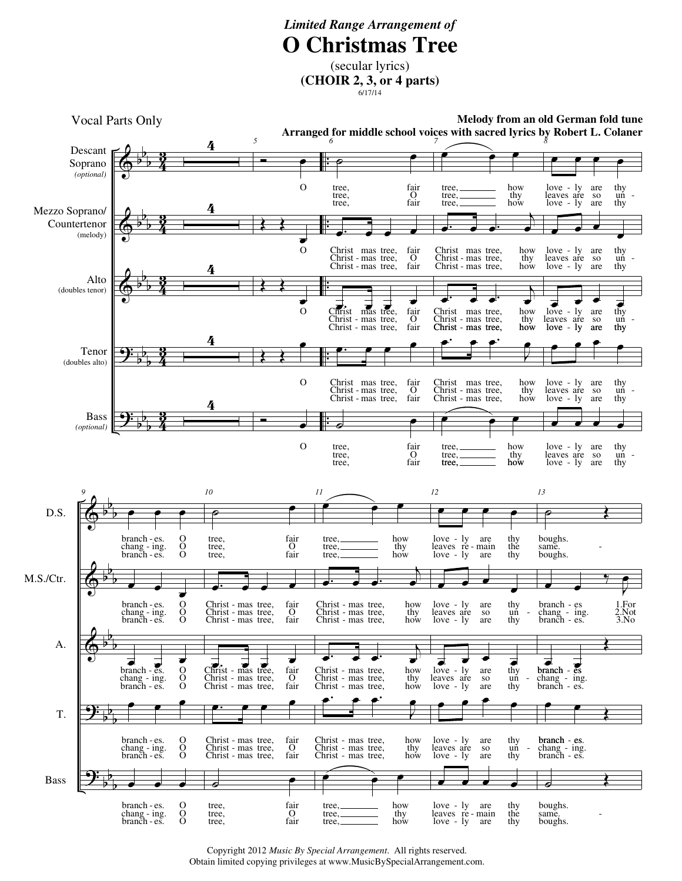*Limited Range Arrangement of*

# O Christmas Tree

(secular lyrics)

**(CHOIR 2, 3, or 4 parts)**

6/17/14

Vocal Parts Only

**Melody from an old German fold tune**

**Arranged for middle school voices with sacred lyrics by Robert L. Colaner**

Copyright 2012 *Music By Special Arrangement*. All rights reserved.
Obtain limited copying privileges at www.MusicBySpecialArrangement.com.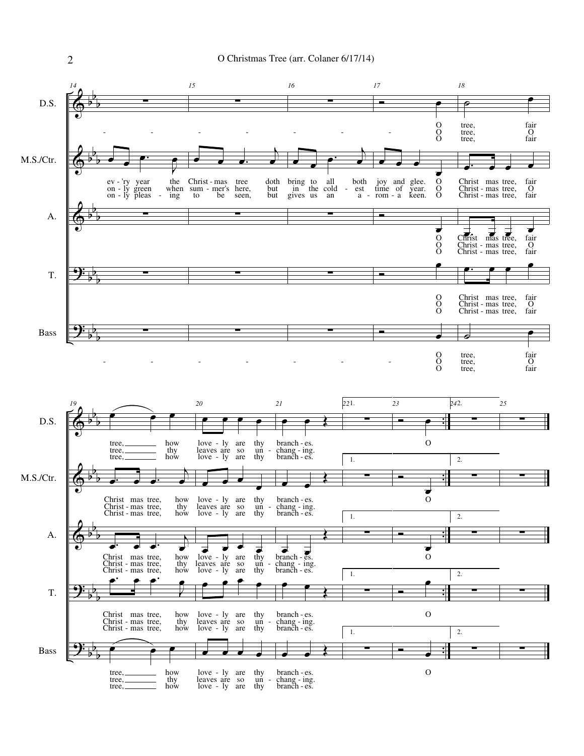14 15 16 17 18

**D.S.**

O tree, fair
O tree, O
O tree, fair

**M.S./Ctr.**

ev - 'ry year the Christ - mas tree doth bring to all both joy and glee. O Christ mas tree, fair
on - ly green when sum - mer's here, but in the cold - est time of year. O Christ - mas tree, O
on - ly pleas - ing to be seen, but gives us an a - rom - a keen. O Christ - mas tree, fair

**A.**

O Christ mas tree, fair
O Christ - mas tree, O
O Christ - mas tree, fair

**T.**

O Christ mas tree, fair
O Christ - mas tree, O
O Christ - mas tree, fair

**Bass**

O tree, fair
O tree, O
O tree, fair

19 20 21 22 1. 23 24 2. 25

**D.S.**

tree,\_\_\_\_\_\_\_\_ how love - ly are thy branch - es. O
tree,\_\_\_\_\_\_\_\_ thy leaves are so un - chang - ing.
tree,\_\_\_\_\_\_\_\_ how love - ly are thy branch - es.

**M.S./Ctr.**

Christ mas tree, how love - ly are thy branch - es. O
Christ - mas tree, thy leaves are so un - chang - ing.
Christ - mas tree, how love - ly are thy branch - es.

**A.**

Christ mas tree, how love - ly are thy branch - es. O
Christ - mas tree, thy leaves are so un - chang - ing.
Christ - mas tree, how love - ly are thy branch - es.

**T.**

Christ mas tree, how love - ly are thy branch - es. O
Christ - mas tree, thy leaves are so un - chang - ing.
Christ - mas tree, how love - ly are thy branch - es.

**Bass**

tree,\_\_\_\_\_\_\_\_ how love - ly are thy branch - es. O
tree,\_\_\_\_\_\_\_\_ thy leaves are so un - chang - ing.
tree,\_\_\_\_\_\_\_\_ how love - ly are thy branch - es.